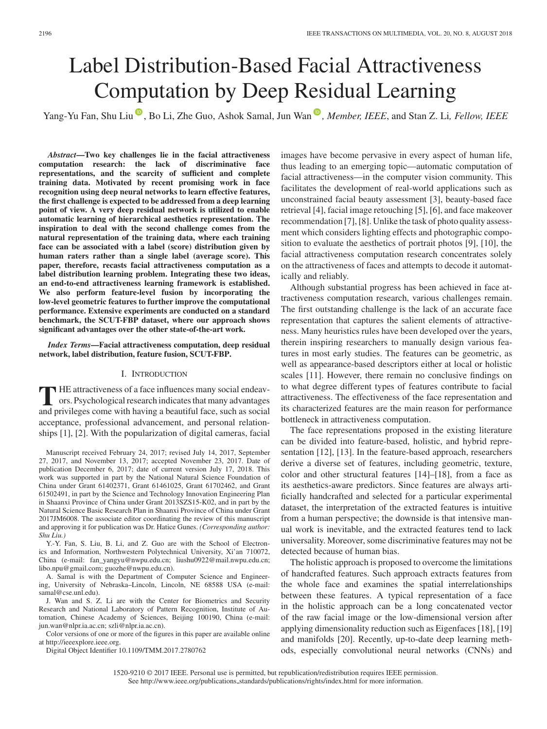# Label Distribution-Based Facial Attractiveness Computation by Deep Residual Learning

Yang-Yu Fan, Shu Liu, Bo Li, Zhe Guo, Ashok Samal, Jun Wan, *Member, IEEE*, and Stan Z. Li, *Fellow, IEEE*

***Abstract*—Two key challenges lie in the facial attractiveness computation research: the lack of discriminative face representations, and the scarcity of sufficient and complete training data. Motivated by recent promising work in face recognition using deep neural networks to learn effective features, the first challenge is expected to be addressed from a deep learning point of view. A very deep residual network is utilized to enable automatic learning of hierarchical aesthetics representation. The inspiration to deal with the second challenge comes from the natural representation of the training data, where each training face can be associated with a label (score) distribution given by human raters rather than a single label (average score). This paper, therefore, recasts facial attractiveness computation as a label distribution learning problem. Integrating these two ideas, an end-to-end attractiveness learning framework is established. We also perform feature-level fusion by incorporating the low-level geometric features to further improve the computational performance. Extensive experiments are conducted on a standard benchmark, the SCUT-FBP dataset, where our approach shows significant advantages over the other state-of-the-art work.**

***Index Terms*—Facial attractiveness computation, deep residual network, label distribution, feature fusion, SCUT-FBP.**

## I. Introduction

The attractiveness of a face influences many social endeavors. Psychological research indicates that many advantages and privileges come with having a beautiful face, such as social acceptance, professional advancement, and personal relationships [1], [2]. With the popularization of digital cameras, facial images have become pervasive in every aspect of human life, thus leading to an emerging topic—automatic computation of facial attractiveness—in the computer vision community. This facilitates the development of real-world applications such as unconstrained facial beauty assessment [3], beauty-based face retrieval [4], facial image retouching [5], [6], and face makeover recommendation [7], [8]. Unlike the task of photo quality assessment which considers lighting effects and photographic composition to evaluate the aesthetics of portrait photos [9], [10], the facial attractiveness computation research concentrates solely on the attractiveness of faces and attempts to decode it automatically and reliably.

Although substantial progress has been achieved in face attractiveness computation research, various challenges remain. The first outstanding challenge is the lack of an accurate face representation that captures the salient elements of attractiveness. Many heuristics rules have been developed over the years, therein inspiring researchers to manually design various features in most early studies. The features can be geometric, as well as appearance-based descriptors either at local or holistic scales [11]. However, there remain no conclusive findings on to what degree different types of features contribute to facial attractiveness. The effectiveness of the face representation and its characterized features are the main reason for performance bottleneck in attractiveness computation.

The face representations proposed in the existing literature can be divided into feature-based, holistic, and hybrid representation [12], [13]. In the feature-based approach, researchers derive a diverse set of features, including geometric, texture, color and other structural features [14]–[18], from a face as its aesthetics-aware predictors. Since features are always artificially handcrafted and selected for a particular experimental dataset, the interpretation of the extracted features is intuitive from a human perspective; the downside is that intensive manual work is inevitable, and the extracted features tend to lack universality. Moreover, some discriminative features may not be detected because of human bias.

The holistic approach is proposed to overcome the limitations of handcrafted features. Such approach extracts features from the whole face and examines the spatial interrelationships between these features. A typical representation of a face in the holistic approach can be a long concatenated vector of the raw facial image or the low-dimensional version after applying dimensionality reduction such as Eigenfaces [18], [19] and manifolds [20]. Recently, up-to-date deep learning methods, especially convolutional neural networks (CNNs) and

---

Manuscript received February 24, 2017; revised July 14, 2017, September 27, 2017, and November 13, 2017; accepted November 23, 2017. Date of publication December 6, 2017; date of current version July 17, 2018. This work was supported in part by the National Natural Science Foundation of China under Grant 61402371, Grant 61461025, Grant 61702462, and Grant 61502491, in part by the Science and Technology Innovation Engineering Plan in Shaanxi Province of China under Grant 2013SZS15-K02, and in part by the Natural Science Basic Research Plan in Shaanxi Province of China under Grant 2017JM6008. The associate editor coordinating the review of this manuscript and approving it for publication was Dr. Hatice Gunes. *(Corresponding author: Shu Liu.)*

Y.-Y. Fan, S. Liu, B. Li, and Z. Guo are with the School of Electronics and Information, Northwestern Polytechnical University, Xi'an 710072, China (e-mail: fan_yangyu@nwpu.edu.cn; liushu0922@mail.nwpu.edu.cn; libo.npu@gmail.com; guozhe@nwpu.edu.cn).

A. Samal is with the Department of Computer Science and Engineering, University of Nebraska–Lincoln, Lincoln, NE 68588 USA (e-mail: samal@cse.unl.edu).

J. Wan and S. Z. Li are with the Center for Biometrics and Security Research and National Laboratory of Pattern Recognition, Institute of Automation, Chinese Academy of Sciences, Beijing 100190, China (e-mail: jun.wan@nlpr.ia.ac.cn; szli@nlpr.ia.ac.cn).

Color versions of one or more of the figures in this paper are available online at http://ieeexplore.ieee.org.

Digital Object Identifier 10.1109/TMM.2017.2780762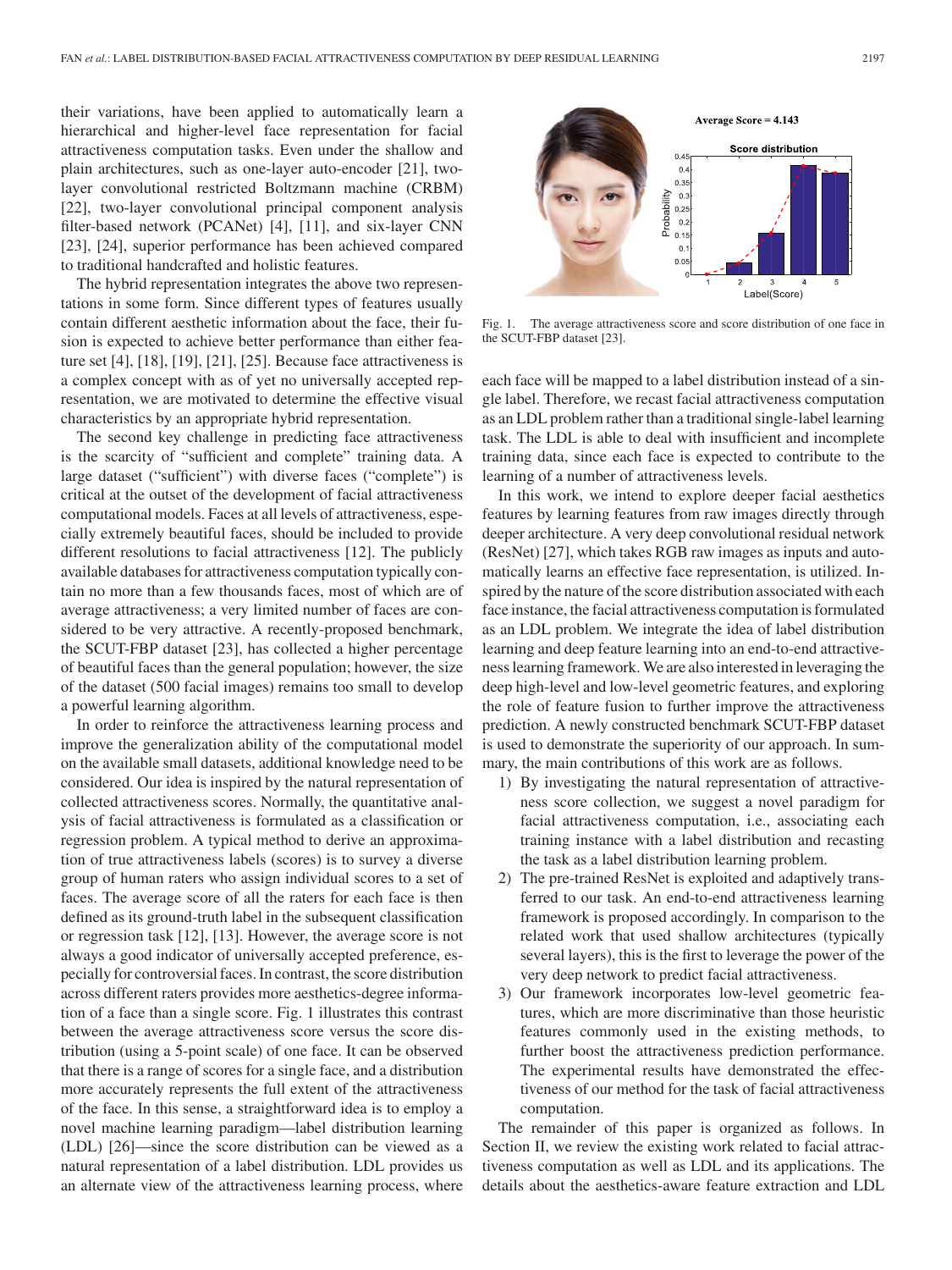their variations, have been applied to automatically learn a hierarchical and higher-level face representation for facial attractiveness computation tasks. Even under the shallow and plain architectures, such as one-layer auto-encoder [21], two-layer convolutional restricted Boltzmann machine (CRBM) [22], two-layer convolutional principal component analysis filter-based network (PCANet) [4], [11], and six-layer CNN [23], [24], superior performance has been achieved compared to traditional handcrafted and holistic features.

The hybrid representation integrates the above two representations in some form. Since different types of features usually contain different aesthetic information about the face, their fusion is expected to achieve better performance than either feature set [4], [18], [19], [21], [25]. Because face attractiveness is a complex concept with as of yet no universally accepted representation, we are motivated to determine the effective visual characteristics by an appropriate hybrid representation.

The second key challenge in predicting face attractiveness is the scarcity of "sufficient and complete" training data. A large dataset ("sufficient") with diverse faces ("complete") is critical at the outset of the development of facial attractiveness computational models. Faces at all levels of attractiveness, especially extremely beautiful faces, should be included to provide different resolutions to facial attractiveness [12]. The publicly available databases for attractiveness computation typically contain no more than a few thousands faces, most of which are of average attractiveness; a very limited number of faces are considered to be very attractive. A recently-proposed benchmark, the SCUT-FBP dataset [23], has collected a higher percentage of beautiful faces than the general population; however, the size of the dataset (500 facial images) remains too small to develop a powerful learning algorithm.

In order to reinforce the attractiveness learning process and improve the generalization ability of the computational model on the available small datasets, additional knowledge need to be considered. Our idea is inspired by the natural representation of collected attractiveness scores. Normally, the quantitative analysis of facial attractiveness is formulated as a classification or regression problem. A typical method to derive an approximation of true attractiveness labels (scores) is to survey a diverse group of human raters who assign individual scores to a set of faces. The average score of all the raters for each face is then defined as its ground-truth label in the subsequent classification or regression task [12], [13]. However, the average score is not always a good indicator of universally accepted preference, especially for controversial faces. In contrast, the score distribution across different raters provides more aesthetics-degree information of a face than a single score. Fig. 1 illustrates this contrast between the average attractiveness score versus the score distribution (using a 5-point scale) of one face. It can be observed that there is a range of scores for a single face, and a distribution more accurately represents the full extent of the attractiveness of the face. In this sense, a straightforward idea is to employ a novel machine learning paradigm—label distribution learning (LDL) [26]—since the score distribution can be viewed as a natural representation of a label distribution. LDL provides us an alternate view of the attractiveness learning process, where each face will be mapped to a label distribution instead of a single label. Therefore, we recast facial attractiveness computation as an LDL problem rather than a traditional single-label learning task. The LDL is able to deal with insufficient and incomplete training data, since each face is expected to contribute to the learning of a number of attractiveness levels.

Fig. 1. The average attractiveness score and score distribution of one face in the SCUT-FBP dataset [23].

In this work, we intend to explore deeper facial aesthetics features by learning features from raw images directly through deeper architecture. A very deep convolutional residual network (ResNet) [27], which takes RGB raw images as inputs and automatically learns an effective face representation, is utilized. Inspired by the nature of the score distribution associated with each face instance, the facial attractiveness computation is formulated as an LDL problem. We integrate the idea of label distribution learning and deep feature learning into an end-to-end attractiveness learning framework. We are also interested in leveraging the deep high-level and low-level geometric features, and exploring the role of feature fusion to further improve the attractiveness prediction. A newly constructed benchmark SCUT-FBP dataset is used to demonstrate the superiority of our approach. In summary, the main contributions of this work are as follows.

1) By investigating the natural representation of attractiveness score collection, we suggest a novel paradigm for facial attractiveness computation, i.e., associating each training instance with a label distribution and recasting the task as a label distribution learning problem.
2) The pre-trained ResNet is exploited and adaptively transferred to our task. An end-to-end attractiveness learning framework is proposed accordingly. In comparison to the related work that used shallow architectures (typically several layers), this is the first to leverage the power of the very deep network to predict facial attractiveness.
3) Our framework incorporates low-level geometric features, which are more discriminative than those heuristic features commonly used in the existing methods, to further boost the attractiveness prediction performance. The experimental results have demonstrated the effectiveness of our method for the task of facial attractiveness computation.

The remainder of this paper is organized as follows. In Section II, we review the existing work related to facial attractiveness computation as well as LDL and its applications. The details about the aesthetics-aware feature extraction and LDL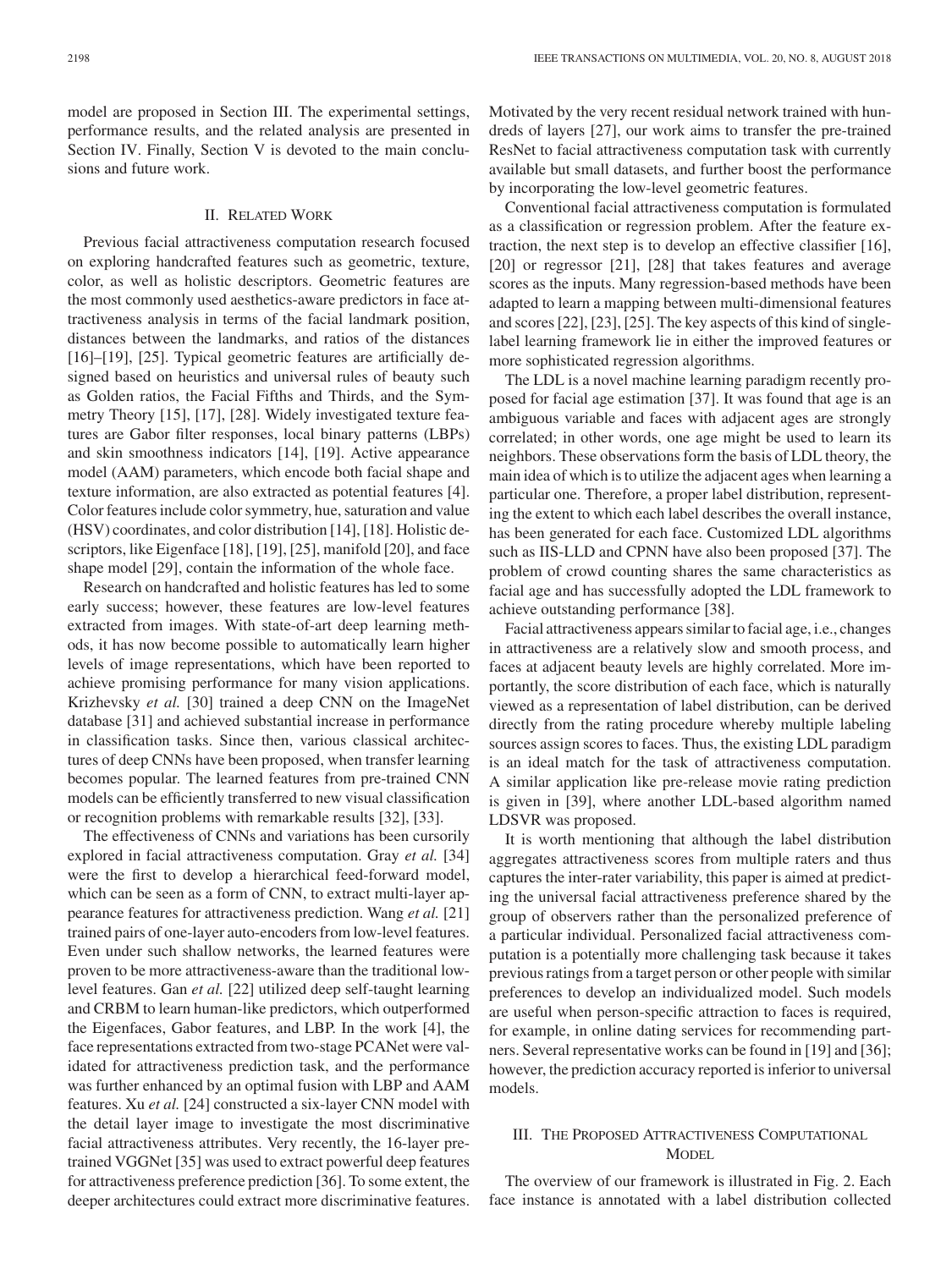model are proposed in Section III. The experimental settings, performance results, and the related analysis are presented in Section IV. Finally, Section V is devoted to the main conclusions and future work.

## II. Related Work

Previous facial attractiveness computation research focused on exploring handcrafted features such as geometric, texture, color, as well as holistic descriptors. Geometric features are the most commonly used aesthetics-aware predictors in face attractiveness analysis in terms of the facial landmark position, distances between the landmarks, and ratios of the distances [16]–[19], [25]. Typical geometric features are artificially designed based on heuristics and universal rules of beauty such as Golden ratios, the Facial Fifths and Thirds, and the Symmetry Theory [15], [17], [28]. Widely investigated texture features are Gabor filter responses, local binary patterns (LBPs) and skin smoothness indicators [14], [19]. Active appearance model (AAM) parameters, which encode both facial shape and texture information, are also extracted as potential features [4]. Color features include color symmetry, hue, saturation and value (HSV) coordinates, and color distribution [14], [18]. Holistic descriptors, like Eigenface [18], [19], [25], manifold [20], and face shape model [29], contain the information of the whole face.

Research on handcrafted and holistic features has led to some early success; however, these features are low-level features extracted from images. With state-of-art deep learning methods, it has now become possible to automatically learn higher levels of image representations, which have been reported to achieve promising performance for many vision applications. Krizhevsky *et al.* [30] trained a deep CNN on the ImageNet database [31] and achieved substantial increase in performance in classification tasks. Since then, various classical architectures of deep CNNs have been proposed, when transfer learning becomes popular. The learned features from pre-trained CNN models can be efficiently transferred to new visual classification or recognition problems with remarkable results [32], [33].

The effectiveness of CNNs and variations has been cursorily explored in facial attractiveness computation. Gray *et al.* [34] were the first to develop a hierarchical feed-forward model, which can be seen as a form of CNN, to extract multi-layer appearance features for attractiveness prediction. Wang *et al.* [21] trained pairs of one-layer auto-encoders from low-level features. Even under such shallow networks, the learned features were proven to be more attractiveness-aware than the traditional low-level features. Gan *et al.* [22] utilized deep self-taught learning and CRBM to learn human-like predictors, which outperformed the Eigenfaces, Gabor features, and LBP. In the work [4], the face representations extracted from two-stage PCANet were validated for attractiveness prediction task, and the performance was further enhanced by an optimal fusion with LBP and AAM features. Xu *et al.* [24] constructed a six-layer CNN model with the detail layer image to investigate the most discriminative facial attractiveness attributes. Very recently, the 16-layer pre-trained VGGNet [35] was used to extract powerful deep features for attractiveness preference prediction [36]. To some extent, the deeper architectures could extract more discriminative features. Motivated by the very recent residual network trained with hundreds of layers [27], our work aims to transfer the pre-trained ResNet to facial attractiveness computation task with currently available but small datasets, and further boost the performance by incorporating the low-level geometric features.

Conventional facial attractiveness computation is formulated as a classification or regression problem. After the feature extraction, the next step is to develop an effective classifier [16], [20] or regressor [21], [28] that takes features and average scores as the inputs. Many regression-based methods have been adapted to learn a mapping between multi-dimensional features and scores [22], [23], [25]. The key aspects of this kind of single-label learning framework lie in either the improved features or more sophisticated regression algorithms.

The LDL is a novel machine learning paradigm recently proposed for facial age estimation [37]. It was found that age is an ambiguous variable and faces with adjacent ages are strongly correlated; in other words, one age might be used to learn its neighbors. These observations form the basis of LDL theory, the main idea of which is to utilize the adjacent ages when learning a particular one. Therefore, a proper label distribution, representing the extent to which each label describes the overall instance, has been generated for each face. Customized LDL algorithms such as IIS-LLD and CPNN have also been proposed [37]. The problem of crowd counting shares the same characteristics as facial age and has successfully adopted the LDL framework to achieve outstanding performance [38].

Facial attractiveness appears similar to facial age, i.e., changes in attractiveness are a relatively slow and smooth process, and faces at adjacent beauty levels are highly correlated. More importantly, the score distribution of each face, which is naturally viewed as a representation of label distribution, can be derived directly from the rating procedure whereby multiple labeling sources assign scores to faces. Thus, the existing LDL paradigm is an ideal match for the task of attractiveness computation. A similar application like pre-release movie rating prediction is given in [39], where another LDL-based algorithm named LDSVR was proposed.

It is worth mentioning that although the label distribution aggregates attractiveness scores from multiple raters and thus captures the inter-rater variability, this paper is aimed at predicting the universal facial attractiveness preference shared by the group of observers rather than the personalized preference of a particular individual. Personalized facial attractiveness computation is a potentially more challenging task because it takes previous ratings from a target person or other people with similar preferences to develop an individualized model. Such models are useful when person-specific attraction to faces is required, for example, in online dating services for recommending partners. Several representative works can be found in [19] and [36]; however, the prediction accuracy reported is inferior to universal models.

## III. The Proposed Attractiveness Computational Model

The overview of our framework is illustrated in Fig. 2. Each face instance is annotated with a label distribution collected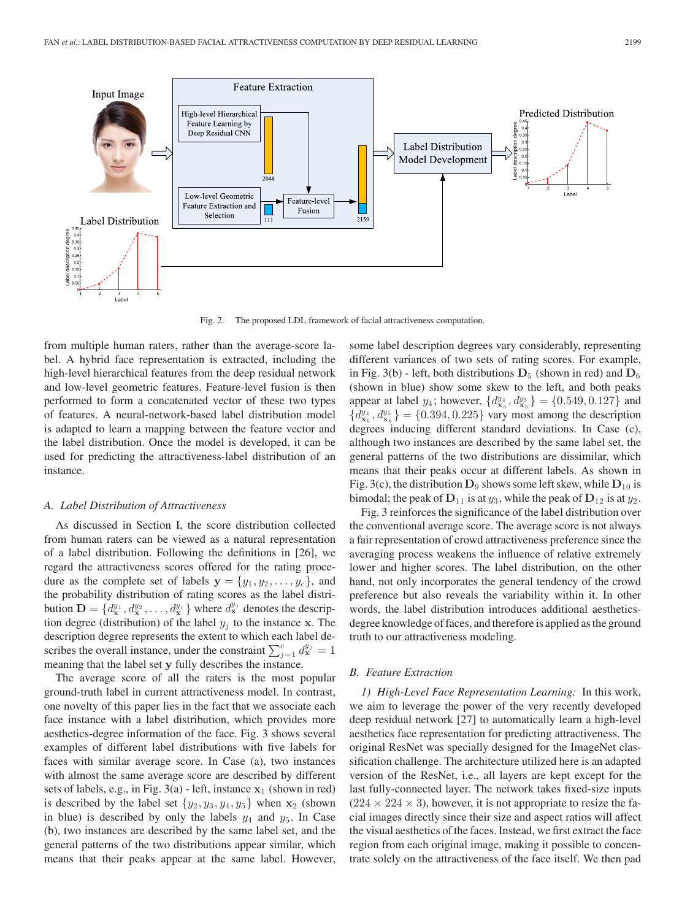Fig. 2. The proposed LDL framework of facial attractiveness computation.

from multiple human raters, rather than the average-score label. A hybrid face representation is extracted, including the high-level hierarchical features from the deep residual network and low-level geometric features. Feature-level fusion is then performed to form a concatenated vector of these two types of features. A neural-network-based label distribution model is adapted to learn a mapping between the feature vector and the label distribution. Once the model is developed, it can be used for predicting the attractiveness-label distribution of an instance.

### *A. Label Distribution of Attractiveness*

As discussed in Section I, the score distribution collected from human raters can be viewed as a natural representation of a label distribution. Following the definitions in [26], we regard the attractiveness scores offered for the rating procedure as the complete set of labels $\mathbf{y} = \{y_1, y_2, \ldots, y_c\}$, and the probability distribution of rating scores as the label distribution $\mathbf{D} = \{d_{\mathbf{x}}^{y_1}, d_{\mathbf{x}}^{y_2}, \ldots, d_{\mathbf{x}}^{y_c}\}$ where $d_{\mathbf{x}}^{y_j}$ denotes the description degree (distribution) of the label $y_j$ to the instance $\mathbf{x}$. The description degree represents the extent to which each label describes the overall instance, under the constraint $\sum_{j=1}^{c} d_{\mathbf{x}}^{y_j} = 1$ meaning that the label set $\mathbf{y}$ fully describes the instance.

The average score of all the raters is the most popular ground-truth label in current attractiveness model. In contrast, one novelty of this paper lies in the fact that we associate each face instance with a label distribution, which provides more aesthetics-degree information of the face. Fig. 3 shows several examples of different label distributions with five labels for faces with similar average score. In Case (a), two instances with almost the same average score are described by different sets of labels, e.g., in Fig. 3(a) - left, instance $\mathbf{x}_1$ (shown in red) is described by the label set $\{y_2, y_3, y_4, y_5\}$ when $\mathbf{x}_2$ (shown in blue) is described by only the labels $y_4$ and $y_5$. In Case (b), two instances are described by the same label set, and the general patterns of the two distributions appear similar, which means that their peaks appear at the same label. However, some label description degrees vary considerably, representing different variances of two sets of rating scores. For example, in Fig. 3(b) - left, both distributions $\mathbf{D}_5$ (shown in red) and $\mathbf{D}_6$ (shown in blue) show some skew to the left, and both peaks appear at label $y_4$; however, $\{d_{\mathbf{x}_5}^{y_4}, d_{\mathbf{x}_5}^{y_5}\} = \{0.549, 0.127\}$ and $\{d_{\mathbf{x}_6}^{y_4}, d_{\mathbf{x}_6}^{y_5}\} = \{0.394, 0.225\}$ vary most among the description degrees inducing different standard deviations. In Case (c), although two instances are described by the same label set, the general patterns of the two distributions are dissimilar, which means that their peaks occur at different labels. As shown in Fig. 3(c), the distribution $\mathbf{D}_9$ shows some left skew, while $\mathbf{D}_{10}$ is bimodal; the peak of $\mathbf{D}_{11}$ is at $y_3$, while the peak of $\mathbf{D}_{12}$ is at $y_2$.

Fig. 3 reinforces the significance of the label distribution over the conventional average score. The average score is not always a fair representation of crowd attractiveness preference since the averaging process weakens the influence of relative extremely lower and higher scores. The label distribution, on the other hand, not only incorporates the general tendency of the crowd preference but also reveals the variability within it. In other words, the label distribution introduces additional aesthetics-degree knowledge of faces, and therefore is applied as the ground truth to our attractiveness modeling.

### *B. Feature Extraction*

*1) High-Level Face Representation Learning:* In this work, we aim to leverage the power of the very recently developed deep residual network [27] to automatically learn a high-level aesthetics face representation for predicting attractiveness. The original ResNet was specially designed for the ImageNet classification challenge. The architecture utilized here is an adapted version of the ResNet, i.e., all layers are kept except for the last fully-connected layer. The network takes fixed-size inputs $(224 \times 224 \times 3)$, however, it is not appropriate to resize the facial images directly since their size and aspect ratios will affect the visual aesthetics of the faces. Instead, we first extract the face region from each original image, making it possible to concentrate solely on the attractiveness of the face itself. We then pad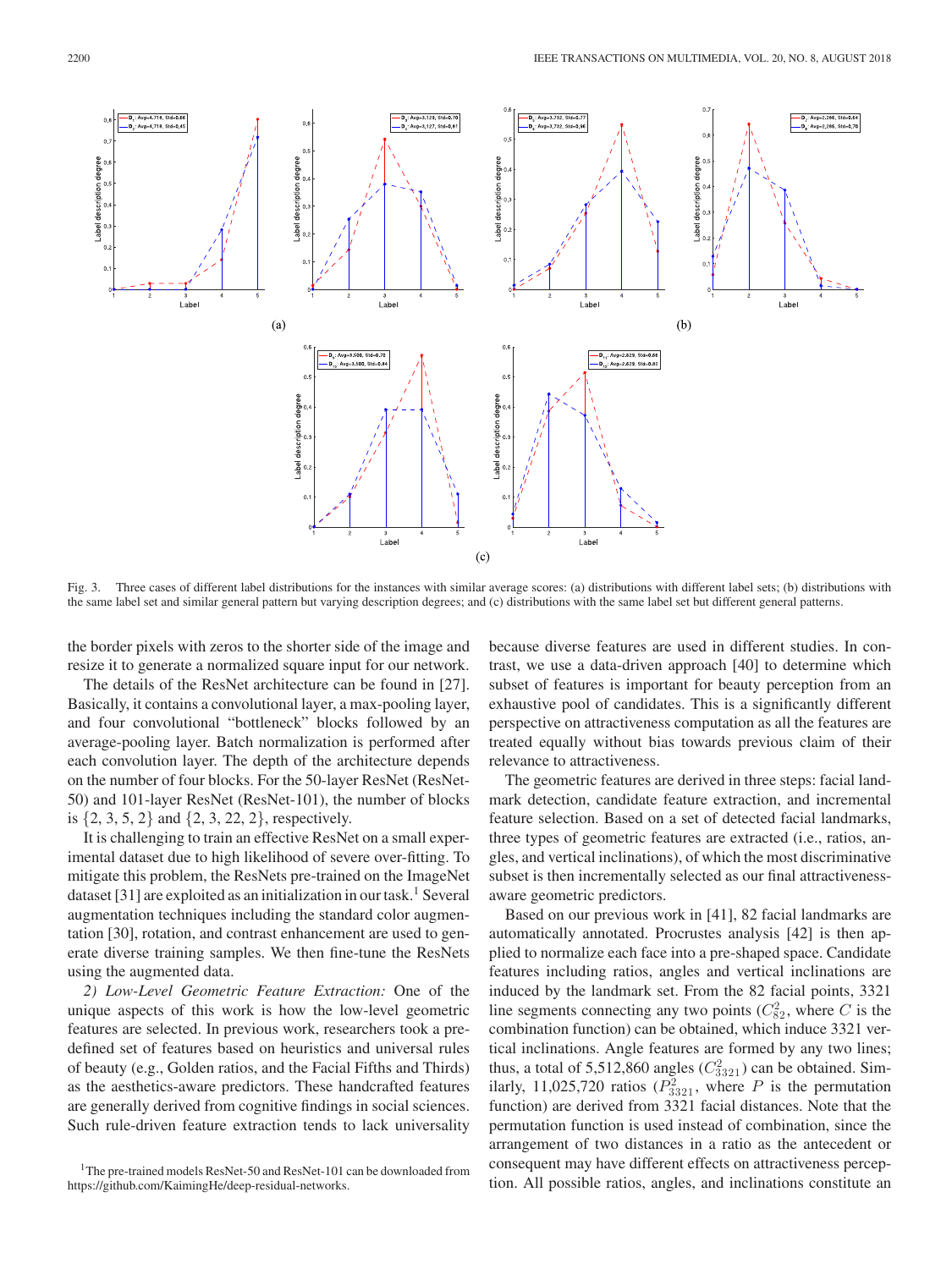Fig. 3. Three cases of different label distributions for the instances with similar average scores: (a) distributions with different label sets; (b) distributions with the same label set and similar general pattern but varying description degrees; and (c) distributions with the same label set but different general patterns.

the border pixels with zeros to the shorter side of the image and resize it to generate a normalized square input for our network.

The details of the ResNet architecture can be found in [27]. Basically, it contains a convolutional layer, a max-pooling layer, and four convolutional "bottleneck" blocks followed by an average-pooling layer. Batch normalization is performed after each convolution layer. The depth of the architecture depends on the number of four blocks. For the 50-layer ResNet (ResNet-50) and 101-layer ResNet (ResNet-101), the number of blocks is {2, 3, 5, 2} and {2, 3, 22, 2}, respectively.

It is challenging to train an effective ResNet on a small experimental dataset due to high likelihood of severe over-fitting. To mitigate this problem, the ResNets pre-trained on the ImageNet dataset [31] are exploited as an initialization in our task.[1] Several augmentation techniques including the standard color augmentation [30], rotation, and contrast enhancement are used to generate diverse training samples. We then fine-tune the ResNets using the augmented data.

*2) Low-Level Geometric Feature Extraction:* One of the unique aspects of this work is how the low-level geometric features are selected. In previous work, researchers took a predefined set of features based on heuristics and universal rules of beauty (e.g., Golden ratios, and the Facial Fifths and Thirds) as the aesthetics-aware predictors. These handcrafted features are generally derived from cognitive findings in social sciences. Such rule-driven feature extraction tends to lack universality because diverse features are used in different studies. In contrast, we use a data-driven approach [40] to determine which subset of features is important for beauty perception from an exhaustive pool of candidates. This is a significantly different perspective on attractiveness computation as all the features are treated equally without bias towards previous claim of their relevance to attractiveness.

The geometric features are derived in three steps: facial landmark detection, candidate feature extraction, and incremental feature selection. Based on a set of detected facial landmarks, three types of geometric features are extracted (i.e., ratios, angles, and vertical inclinations), of which the most discriminative subset is then incrementally selected as our final attractiveness-aware geometric predictors.

Based on our previous work in [41], 82 facial landmarks are automatically annotated. Procrustes analysis [42] is then applied to normalize each face into a pre-shaped space. Candidate features including ratios, angles and vertical inclinations are induced by the landmark set. From the 82 facial points, 3321 line segments connecting any two points ($C_{82}^2$, where $C$ is the combination function) can be obtained, which induce 3321 vertical inclinations. Angle features are formed by any two lines; thus, a total of 5,512,860 angles ($C_{3321}^2$) can be obtained. Similarly, 11,025,720 ratios ($P_{3321}^2$, where $P$ is the permutation function) are derived from 3321 facial distances. Note that the permutation function is used instead of combination, since the arrangement of two distances in a ratio as the antecedent or consequent may have different effects on attractiveness perception. All possible ratios, angles, and inclinations constitute an

[1] The pre-trained models ResNet-50 and ResNet-101 can be downloaded from https://github.com/KaimingHe/deep-residual-networks.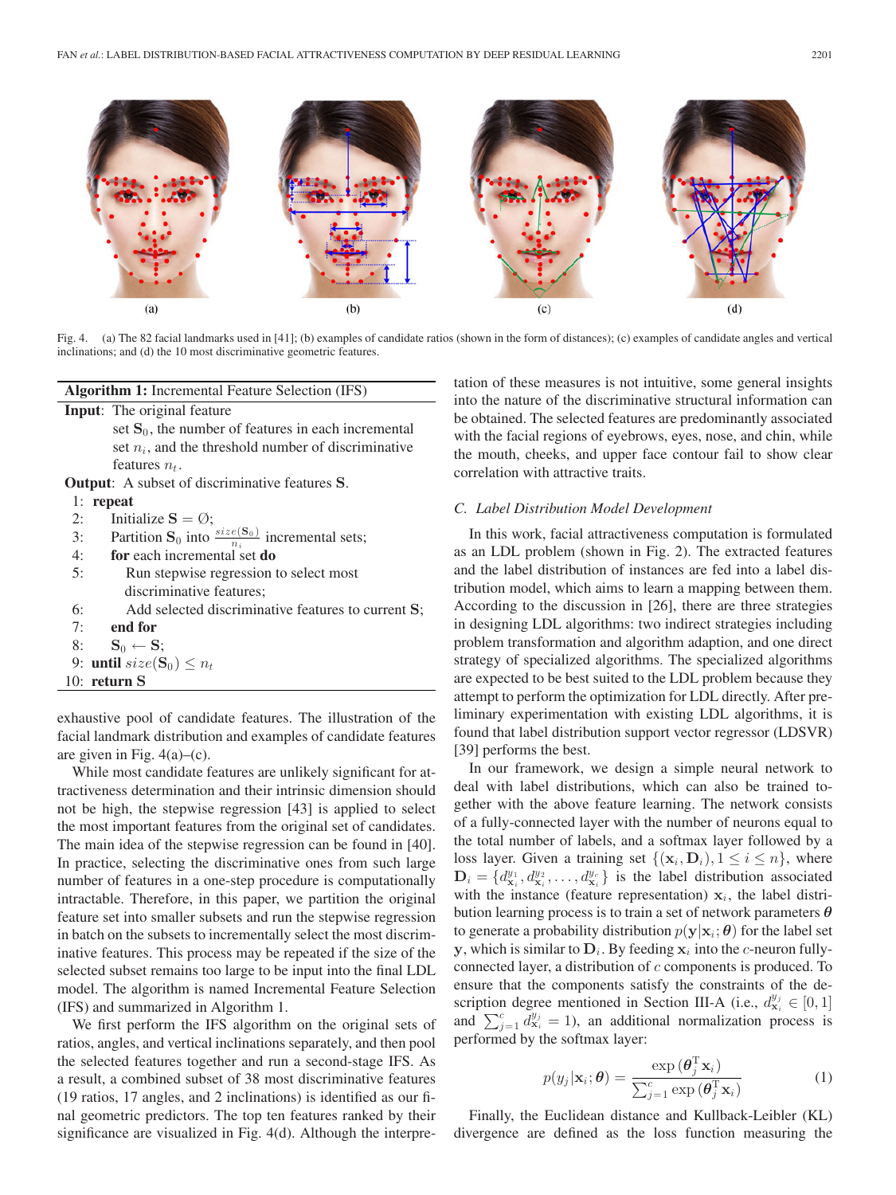Fig. 4. (a) The 82 facial landmarks used in [41]; (b) examples of candidate ratios (shown in the form of distances); (c) examples of candidate angles and vertical inclinations; and (d) the 10 most discriminative geometric features.

**Algorithm 1:** Incremental Feature Selection (IFS)

**Input**: The original feature set $\mathbf{S}_0$, the number of features in each incremental set $n_i$, and the threshold number of discriminative features $n_t$.

**Output**: A subset of discriminative features $\mathbf{S}$.

```
1: repeat
2:    Initialize S = Ø;
3:    Partition S_0 into size(S_0)/n_i incremental sets;
4:    for each incremental set do
5:       Run stepwise regression to select most
         discriminative features;
6:       Add selected discriminative features to current S;
7:    end for
8:    S_0 ← S;
9: until size(S_0) ≤ n_t
10: return S
```

exhaustive pool of candidate features. The illustration of the facial landmark distribution and examples of candidate features are given in Fig. 4(a)–(c).

While most candidate features are unlikely significant for attractiveness determination and their intrinsic dimension should not be high, the stepwise regression [43] is applied to select the most important features from the original set of candidates. The main idea of the stepwise regression can be found in [40]. In practice, selecting the discriminative ones from such large number of features in a one-step procedure is computationally intractable. Therefore, in this paper, we partition the original feature set into smaller subsets and run the stepwise regression in batch on the subsets to incrementally select the most discriminative features. This process may be repeated if the size of the selected subset remains too large to be input into the final LDL model. The algorithm is named Incremental Feature Selection (IFS) and summarized in Algorithm 1.

We first perform the IFS algorithm on the original sets of ratios, angles, and vertical inclinations separately, and then pool the selected features together and run a second-stage IFS. As a result, a combined subset of 38 most discriminative features (19 ratios, 17 angles, and 2 inclinations) is identified as our final geometric predictors. The top ten features ranked by their significance are visualized in Fig. 4(d). Although the interpretation of these measures is not intuitive, some general insights into the nature of the discriminative structural information can be obtained. The selected features are predominantly associated with the facial regions of eyebrows, eyes, nose, and chin, while the mouth, cheeks, and upper face contour fail to show clear correlation with attractive traits.

### *C. Label Distribution Model Development*

In this work, facial attractiveness computation is formulated as an LDL problem (shown in Fig. 2). The extracted features and the label distribution of instances are fed into a label distribution model, which aims to learn a mapping between them. According to the discussion in [26], there are three strategies in designing LDL algorithms: two indirect strategies including problem transformation and algorithm adaption, and one direct strategy of specialized algorithms. The specialized algorithms are expected to be best suited to the LDL problem because they attempt to perform the optimization for LDL directly. After preliminary experimentation with existing LDL algorithms, it is found that label distribution support vector regressor (LDSVR) [39] performs the best.

In our framework, we design a simple neural network to deal with label distributions, which can also be trained together with the above feature learning. The network consists of a fully-connected layer with the number of neurons equal to the total number of labels, and a softmax layer followed by a loss layer. Given a training set $\{(\mathbf{x}_i, \mathbf{D}_i), 1 \leq i \leq n\}$, where $\mathbf{D}_i = \{d_{\mathbf{x}_i}^{y_1}, d_{\mathbf{x}_i}^{y_2}, \ldots, d_{\mathbf{x}_i}^{y_c}\}$ is the label distribution associated with the instance (feature representation) $\mathbf{x}_i$, the label distribution learning process is to train a set of network parameters $\boldsymbol{\theta}$ to generate a probability distribution $p(\mathbf{y}|\mathbf{x}_i; \boldsymbol{\theta})$ for the label set $\mathbf{y}$, which is similar to $\mathbf{D}_i$. By feeding $\mathbf{x}_i$ into the $c$-neuron fully-connected layer, a distribution of $c$ components is produced. To ensure that the components satisfy the constraints of the description degree mentioned in Section III-A (i.e., $d_{\mathbf{x}_i}^{y_j} \in [0, 1]$ and $\sum_{j=1}^{c} d_{\mathbf{x}_i}^{y_j} = 1$), an additional normalization process is performed by the softmax layer:

$$p(y_j|\mathbf{x}_i; \boldsymbol{\theta}) = \frac{\exp\left(\boldsymbol{\theta}_j^{\mathrm{T}} \mathbf{x}_i\right)}{\sum_{j=1}^{c} \exp\left(\boldsymbol{\theta}_j^{\mathrm{T}} \mathbf{x}_i\right)} \tag{1}$$

Finally, the Euclidean distance and Kullback-Leibler (KL) divergence are defined as the loss function measuring the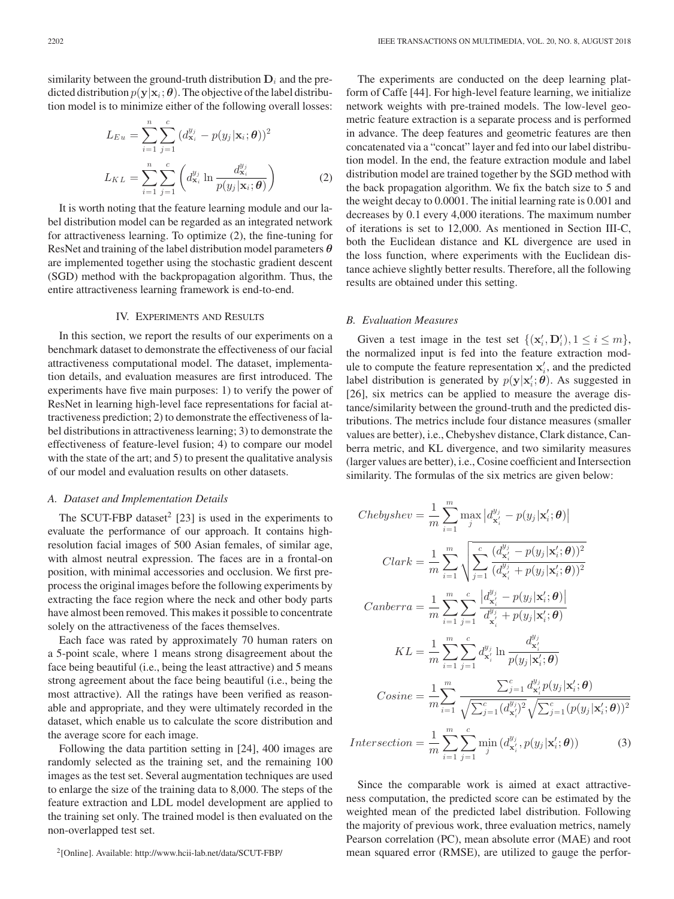similarity between the ground-truth distribution $\mathbf{D}_i$ and the predicted distribution $p(\mathbf{y}|\mathbf{x}_i;\boldsymbol{\theta})$. The objective of the label distribution model is to minimize either of the following overall losses:

$$
\begin{aligned}
L_{Eu} &= \sum_{i=1}^{n}\sum_{j=1}^{c}\left(d_{\mathbf{x}_i}^{y_j} - p(y_j|\mathbf{x}_i;\boldsymbol{\theta})\right)^2 \\
L_{KL} &= \sum_{i=1}^{n}\sum_{j=1}^{c}\left(d_{\mathbf{x}_i}^{y_j}\ln\frac{d_{\mathbf{x}_i}^{y_j}}{p(y_j|\mathbf{x}_i;\boldsymbol{\theta})}\right)
\end{aligned} \tag{2}
$$

It is worth noting that the feature learning module and our label distribution model can be regarded as an integrated network for attractiveness learning. To optimize (2), the fine-tuning for ResNet and training of the label distribution model parameters $\boldsymbol{\theta}$ are implemented together using the stochastic gradient descent (SGD) method with the backpropagation algorithm. Thus, the entire attractiveness learning framework is end-to-end.

## IV. Experiments and Results

In this section, we report the results of our experiments on a benchmark dataset to demonstrate the effectiveness of our facial attractiveness computational model. The dataset, implementation details, and evaluation measures are first introduced. The experiments have five main purposes: 1) to verify the power of ResNet in learning high-level face representations for facial attractiveness prediction; 2) to demonstrate the effectiveness of label distributions in attractiveness learning; 3) to demonstrate the effectiveness of feature-level fusion; 4) to compare our model with the state of the art; and 5) to present the qualitative analysis of our model and evaluation results on other datasets.

### A. Dataset and Implementation Details

The SCUT-FBP dataset[2] [23] is used in the experiments to evaluate the performance of our approach. It contains high-resolution facial images of 500 Asian females, of similar age, with almost neutral expression. The faces are in a frontal-on position, with minimal accessories and occlusion. We first preprocess the original images before the following experiments by extracting the face region where the neck and other body parts have almost been removed. This makes it possible to concentrate solely on the attractiveness of the faces themselves.

Each face was rated by approximately 70 human raters on a 5-point scale, where 1 means strong disagreement about the face being beautiful (i.e., being the least attractive) and 5 means strong agreement about the face being beautiful (i.e., being the most attractive). All the ratings have been verified as reasonable and appropriate, and they were ultimately recorded in the dataset, which enable us to calculate the score distribution and the average score for each image.

Following the data partition setting in [24], 400 images are randomly selected as the training set, and the remaining 100 images as the test set. Several augmentation techniques are used to enlarge the size of the training data to 8,000. The steps of the feature extraction and LDL model development are applied to the training set only. The trained model is then evaluated on the non-overlapped test set.

[2][Online]. Available: http://www.hcii-lab.net/data/SCUT-FBP/

The experiments are conducted on the deep learning platform of Caffe [44]. For high-level feature learning, we initialize network weights with pre-trained models. The low-level geometric feature extraction is a separate process and is performed in advance. The deep features and geometric features are then concatenated via a "concat" layer and fed into our label distribution model. In the end, the feature extraction module and label distribution model are trained together by the SGD method with the back propagation algorithm. We fix the batch size to 5 and the weight decay to 0.0001. The initial learning rate is 0.001 and decreases by 0.1 every 4,000 iterations. The maximum number of iterations is set to 12,000. As mentioned in Section III-C, both the Euclidean distance and KL divergence are used in the loss function, where experiments with the Euclidean distance achieve slightly better results. Therefore, all the following results are obtained under this setting.

### B. Evaluation Measures

Given a test image in the test set $\{(\mathbf{x}'_i, \mathbf{D}'_i), 1 \le i \le m\}$, the normalized input is fed into the feature extraction module to compute the feature representation $\mathbf{x}'_i$, and the predicted label distribution is generated by $p(\mathbf{y}|\mathbf{x}'_i;\boldsymbol{\theta})$. As suggested in [26], six metrics can be applied to measure the average distance/similarity between the ground-truth and the predicted distributions. The metrics include four distance measures (smaller values are better), i.e., Chebyshev distance, Clark distance, Canberra metric, and KL divergence, and two similarity measures (larger values are better), i.e., Cosine coefficient and Intersection similarity. The formulas of the six metrics are given below:

$$
\begin{aligned}
Chebyshev &= \frac{1}{m}\sum_{i=1}^{m}\max_j\left|d_{\mathbf{x}'_i}^{y_j} - p(y_j|\mathbf{x}'_i;\boldsymbol{\theta})\right| \\
Clark &= \frac{1}{m}\sum_{i=1}^{m}\sqrt{\sum_{j=1}^{c}\frac{(d_{\mathbf{x}'_i}^{y_j} - p(y_j|\mathbf{x}'_i;\boldsymbol{\theta}))^2}{(d_{\mathbf{x}'_i}^{y_j} + p(y_j|\mathbf{x}'_i;\boldsymbol{\theta}))^2}} \\
Canberra &= \frac{1}{m}\sum_{i=1}^{m}\sum_{j=1}^{c}\frac{\left|d_{\mathbf{x}'_i}^{y_j} - p(y_j|\mathbf{x}'_i;\boldsymbol{\theta})\right|}{d_{\mathbf{x}'_i}^{y_j} + p(y_j|\mathbf{x}'_i;\boldsymbol{\theta})} \\
KL &= \frac{1}{m}\sum_{i=1}^{m}\sum_{j=1}^{c}d_{\mathbf{x}'_i}^{y_j}\ln\frac{d_{\mathbf{x}'_i}^{y_j}}{p(y_j|\mathbf{x}'_i;\boldsymbol{\theta})} \\
Cosine &= \frac{1}{m}\sum_{i=1}^{m}\frac{\sum_{j=1}^{c}d_{\mathbf{x}'_i}^{y_j}p(y_j|\mathbf{x}'_i;\boldsymbol{\theta})}{\sqrt{\sum_{j=1}^{c}(d_{\mathbf{x}'_i}^{y_j})^2}\sqrt{\sum_{j=1}^{c}(p(y_j|\mathbf{x}'_i;\boldsymbol{\theta}))^2}} \\
Intersection &= \frac{1}{m}\sum_{i=1}^{m}\sum_{j=1}^{c}\min_j\left(d_{\mathbf{x}'_i}^{y_j}, p(y_j|\mathbf{x}'_i;\boldsymbol{\theta})\right)
\end{aligned} \tag{3}
$$

Since the comparable work is aimed at exact attractiveness computation, the predicted score can be estimated by the weighted mean of the predicted label distribution. Following the majority of previous work, three evaluation metrics, namely Pearson correlation (PC), mean absolute error (MAE) and root mean squared error (RMSE), are utilized to gauge the perfor-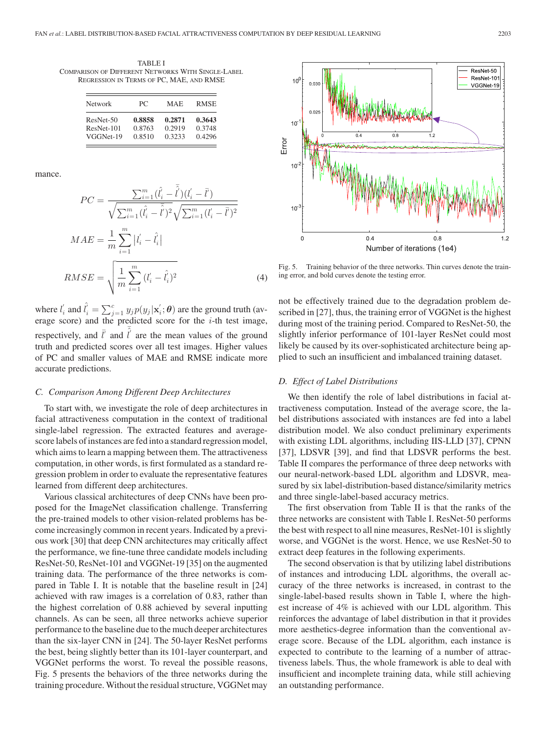TABLE I
COMPARISON OF DIFFERENT NETWORKS WITH SINGLE-LABEL REGRESSION IN TERMS OF PC, MAE, AND RMSE

| Network | PC | MAE | RMSE |
|---|---|---|---|
| ResNet-50 | **0.8858** | **0.2871** | **0.3643** |
| ResNet-101 | 0.8763 | 0.2919 | 0.3748 |
| VGGNet-19 | 0.8510 | 0.3233 | 0.4296 |

mance.

$$PC = \frac{\sum_{i=1}^{m} (\hat{l}_i' - \bar{\hat{l}}')(l_i' - \bar{l}')}{\sqrt{\sum_{i=1}^{m} (\hat{l}_i' - \bar{\hat{l}}')^2} \sqrt{\sum_{i=1}^{m} (l_i' - \bar{l}')^2}}$$

$$MAE = \frac{1}{m} \sum_{i=1}^{m} |l_i' - \hat{l}_i'|$$

$$RMSE = \sqrt{\frac{1}{m} \sum_{i=1}^{m} (l_i' - \hat{l}_i')^2} \tag{4}$$

where $l_i'$ and $\hat{l}_i' = \sum_{j=1}^{c} y_j p(y_j | \mathbf{x}_i'; \boldsymbol{\theta})$ are the ground truth (average score) and the predicted score for the $i$-th test image, respectively, and $\bar{l}'$ and $\bar{\hat{l}}'$ are the mean values of the ground truth and predicted scores over all test images. Higher values of PC and smaller values of MAE and RMSE indicate more accurate predictions.

### C. Comparison Among Different Deep Architectures

To start with, we investigate the role of deep architectures in facial attractiveness computation in the context of traditional single-label regression. The extracted features and average-score labels of instances are fed into a standard regression model, which aims to learn a mapping between them. The attractiveness computation, in other words, is first formulated as a standard regression problem in order to evaluate the representative features learned from different deep architectures.

Various classical architectures of deep CNNs have been proposed for the ImageNet classification challenge. Transferring the pre-trained models to other vision-related problems has become increasingly common in recent years. Indicated by a previous work [30] that deep CNN architectures may critically affect the performance, we fine-tune three candidate models including ResNet-50, ResNet-101 and VGGNet-19 [35] on the augmented training data. The performance of the three networks is compared in Table I. It is notable that the baseline result in [24] achieved with raw images is a correlation of 0.83, rather than the highest correlation of 0.88 achieved by several inputting channels. As can be seen, all three networks achieve superior performance to the baseline due to the much deeper architectures than the six-layer CNN in [24]. The 50-layer ResNet performs the best, being slightly better than its 101-layer counterpart, and VGGNet performs the worst. To reveal the possible reasons, Fig. 5 presents the behaviors of the three networks during the training procedure. Without the residual structure, VGGNet may not be effectively trained due to the degradation problem described in [27], thus, the training error of VGGNet is the highest during most of the training period. Compared to ResNet-50, the slightly inferior performance of 101-layer ResNet could most likely be caused by its over-sophisticated architecture being applied to such an insufficient and imbalanced training dataset.

Fig. 5. Training behavior of the three networks. Thin curves denote the training error, and bold curves denote the testing error.

### D. Effect of Label Distributions

We then identify the role of label distributions in facial attractiveness computation. Instead of the average score, the label distributions associated with instances are fed into a label distribution model. We also conduct preliminary experiments with existing LDL algorithms, including IIS-LLD [37], CPNN [37], LDSVR [39], and find that LDSVR performs the best. Table II compares the performance of three deep networks with our neural-network-based LDL algorithm and LDSVR, measured by six label-distribution-based distance/similarity metrics and three single-label-based accuracy metrics.

The first observation from Table II is that the ranks of the three networks are consistent with Table I. ResNet-50 performs the best with respect to all nine measures, ResNet-101 is slightly worse, and VGGNet is the worst. Hence, we use ResNet-50 to extract deep features in the following experiments.

The second observation is that by utilizing label distributions of instances and introducing LDL algorithms, the overall accuracy of the three networks is increased, in contrast to the single-label-based results shown in Table I, where the highest increase of 4% is achieved with our LDL algorithm. This reinforces the advantage of label distribution in that it provides more aesthetics-degree information than the conventional average score. Because of the LDL algorithm, each instance is expected to contribute to the learning of a number of attractiveness labels. Thus, the whole framework is able to deal with insufficient and incomplete training data, while still achieving an outstanding performance.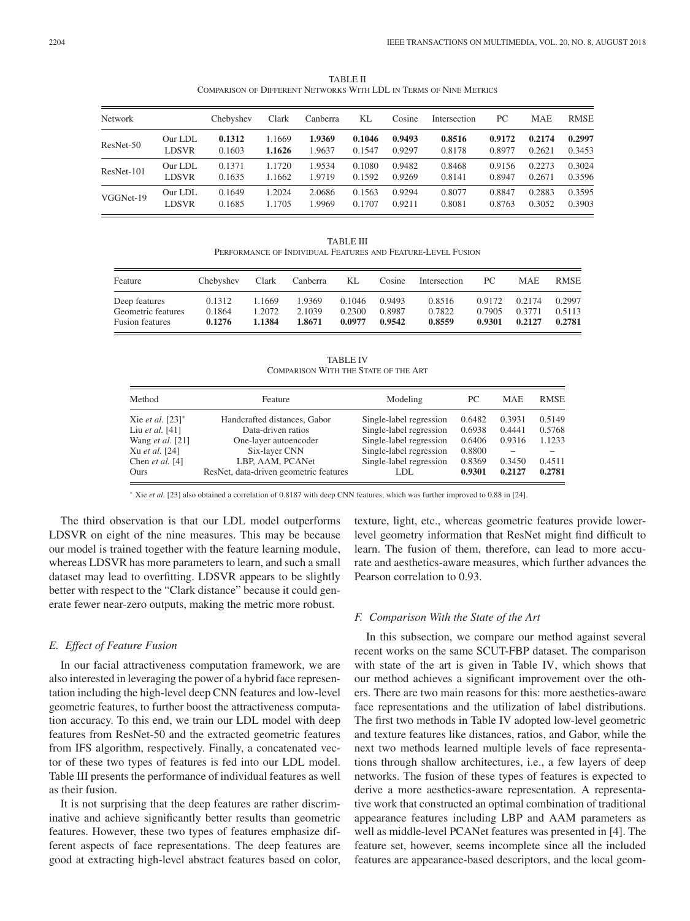TABLE II
COMPARISON OF DIFFERENT NETWORKS WITH LDL IN TERMS OF NINE METRICS

| Network | | Chebyshev | Clark | Canberra | KL | Cosine | Intersection | PC | MAE | RMSE |
|---|---|---|---|---|---|---|---|---|---|---|
| ResNet-50 | Our LDL | **0.1312** | 1.1669 | **1.9369** | **0.1046** | **0.9493** | **0.8516** | **0.9172** | **0.2174** | **0.2997** |
| | LDSVR | 0.1603 | **1.1626** | 1.9637 | 0.1547 | 0.9297 | 0.8178 | 0.8977 | 0.2621 | 0.3453 |
| ResNet-101 | Our LDL | 0.1371 | 1.1720 | 1.9534 | 0.1080 | 0.9482 | 0.8468 | 0.9156 | 0.2273 | 0.3024 |
| | LDSVR | 0.1635 | 1.1662 | 1.9719 | 0.1592 | 0.9269 | 0.8141 | 0.8947 | 0.2671 | 0.3596 |
| VGGNet-19 | Our LDL | 0.1649 | 1.2024 | 2.0686 | 0.1563 | 0.9294 | 0.8077 | 0.8847 | 0.2883 | 0.3595 |
| | LDSVR | 0.1685 | 1.1705 | 1.9969 | 0.1707 | 0.9211 | 0.8081 | 0.8763 | 0.3052 | 0.3903 |

TABLE III
PERFORMANCE OF INDIVIDUAL FEATURES AND FEATURE-LEVEL FUSION

| Feature | Chebyshev | Clark | Canberra | KL | Cosine | Intersection | PC | MAE | RMSE |
|---|---|---|---|---|---|---|---|---|---|
| Deep features | 0.1312 | 1.1669 | 1.9369 | 0.1046 | 0.9493 | 0.8516 | 0.9172 | 0.2174 | 0.2997 |
| Geometric features | 0.1864 | 1.2072 | 2.1039 | 0.2300 | 0.8987 | 0.7822 | 0.7905 | 0.3771 | 0.5113 |
| Fusion features | **0.1276** | **1.1384** | **1.8671** | **0.0977** | **0.9542** | **0.8559** | **0.9301** | **0.2127** | **0.2781** |

TABLE IV
COMPARISON WITH THE STATE OF THE ART

| Method | Feature | Modeling | PC | MAE | RMSE |
|---|---|---|---|---|---|
| Xie *et al.* [23]* | Handcrafted distances, Gabor | Single-label regression | 0.6482 | 0.3931 | 0.5149 |
| Liu *et al.* [41] | Data-driven ratios | Single-label regression | 0.6938 | 0.4441 | 0.5768 |
| Wang *et al.* [21] | One-layer autoencoder | Single-label regression | 0.6406 | 0.9316 | 1.1233 |
| Xu *et al.* [24] | Six-layer CNN | Single-label regression | 0.8800 | – | – |
| Chen *et al.* [4] | LBP, AAM, PCANet | Single-label regression | 0.8369 | 0.3450 | 0.4511 |
| Ours | ResNet, data-driven geometric features | LDL | **0.9301** | **0.2127** | **0.2781** |

* Xie *et al.* [23] also obtained a correlation of 0.8187 with deep CNN features, which was further improved to 0.88 in [24].

The third observation is that our LDL model outperforms LDSVR on eight of the nine measures. This may be because our model is trained together with the feature learning module, whereas LDSVR has more parameters to learn, and such a small dataset may lead to overfitting. LDSVR appears to be slightly better with respect to the "Clark distance" because it could generate fewer near-zero outputs, making the metric more robust.

### *E. Effect of Feature Fusion*

In our facial attractiveness computation framework, we are also interested in leveraging the power of a hybrid face representation including the high-level deep CNN features and low-level geometric features, to further boost the attractiveness computation accuracy. To this end, we train our LDL model with deep features from ResNet-50 and the extracted geometric features from IFS algorithm, respectively. Finally, a concatenated vector of these two types of features is fed into our LDL model. Table III presents the performance of individual features as well as their fusion.

It is not surprising that the deep features are rather discriminative and achieve significantly better results than geometric features. However, these two types of features emphasize different aspects of face representations. The deep features are good at extracting high-level abstract features based on color, texture, light, etc., whereas geometric features provide lower-level geometry information that ResNet might find difficult to learn. The fusion of them, therefore, can lead to more accurate and aesthetics-aware measures, which further advances the Pearson correlation to 0.93.

### *F. Comparison With the State of the Art*

In this subsection, we compare our method against several recent works on the same SCUT-FBP dataset. The comparison with state of the art is given in Table IV, which shows that our method achieves a significant improvement over the others. There are two main reasons for this: more aesthetics-aware face representations and the utilization of label distributions. The first two methods in Table IV adopted low-level geometric and texture features like distances, ratios, and Gabor, while the next two methods learned multiple levels of face representations through shallow architectures, i.e., a few layers of deep networks. The fusion of these types of features is expected to derive a more aesthetics-aware representation. A representative work that constructed an optimal combination of traditional appearance features including LBP and AAM parameters as well as middle-level PCANet features was presented in [4]. The feature set, however, seems incomplete since all the included features are appearance-based descriptors, and the local geom-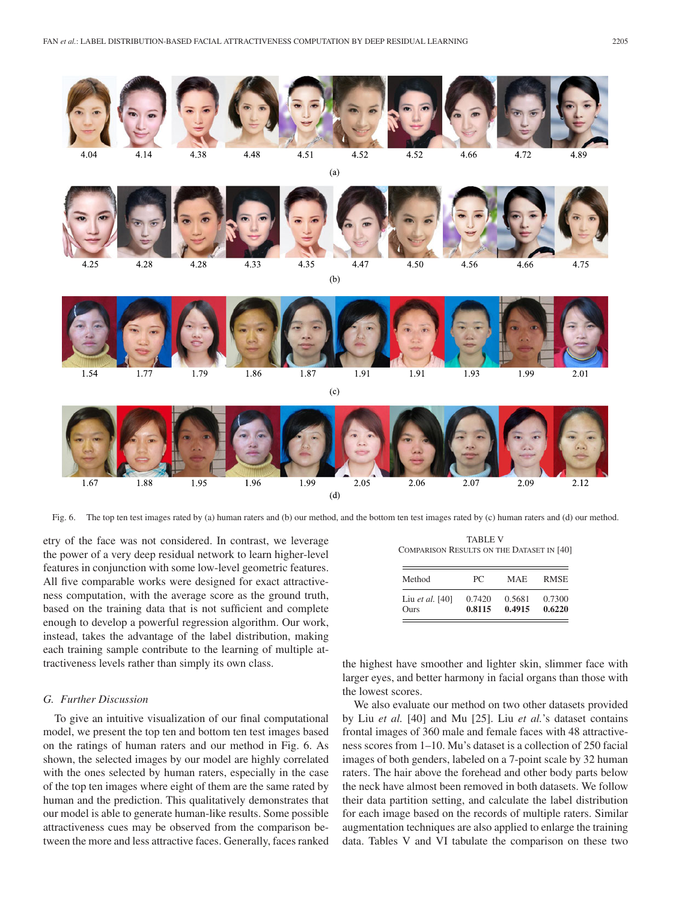| 4.04 | 4.14 | 4.38 | 4.48 | 4.51 | 4.52 | 4.52 | 4.66 | 4.72 | 4.89 |
|---|---|---|---|---|---|---|---|---|---|

(a)

| 4.25 | 4.28 | 4.28 | 4.33 | 4.35 | 4.47 | 4.50 | 4.56 | 4.66 | 4.75 |
|---|---|---|---|---|---|---|---|---|---|

(b)

| 1.54 | 1.77 | 1.79 | 1.86 | 1.87 | 1.91 | 1.91 | 1.93 | 1.99 | 2.01 |
|---|---|---|---|---|---|---|---|---|---|

(c)

| 1.67 | 1.88 | 1.95 | 1.96 | 1.99 | 2.05 | 2.06 | 2.07 | 2.09 | 2.12 |
|---|---|---|---|---|---|---|---|---|---|

(d)

Fig. 6. The top ten test images rated by (a) human raters and (b) our method, and the bottom ten test images rated by (c) human raters and (d) our method.

etry of the face was not considered. In contrast, we leverage the power of a very deep residual network to learn higher-level features in conjunction with some low-level geometric features. All five comparable works were designed for exact attractiveness computation, with the average score as the ground truth, based on the training data that is not sufficient and complete enough to develop a powerful regression algorithm. Our work, instead, takes the advantage of the label distribution, making each training sample contribute to the learning of multiple attractiveness levels rather than simply its own class.

### *G. Further Discussion*

To give an intuitive visualization of our final computational model, we present the top ten and bottom ten test images based on the ratings of human raters and our method in Fig. 6. As shown, the selected images by our model are highly correlated with the ones selected by human raters, especially in the case of the top ten images where eight of them are the same rated by human and the prediction. This qualitatively demonstrates that our model is able to generate human-like results. Some possible attractiveness cues may be observed from the comparison between the more and less attractive faces. Generally, faces ranked the highest have smoother and lighter skin, slimmer face with larger eyes, and better harmony in facial organs than those with the lowest scores.

TABLE V
COMPARISON RESULTS ON THE DATASET IN [40]

| Method | PC | MAE | RMSE |
|---|---|---|---|
| Liu *et al.* [40] | 0.7420 | 0.5681 | 0.7300 |
| Ours | **0.8115** | **0.4915** | **0.6220** |

We also evaluate our method on two other datasets provided by Liu *et al.* [40] and Mu [25]. Liu *et al.*'s dataset contains frontal images of 360 male and female faces with 48 attractiveness scores from 1–10. Mu's dataset is a collection of 250 facial images of both genders, labeled on a 7-point scale by 32 human raters. The hair above the forehead and other body parts below the neck have almost been removed in both datasets. We follow their data partition setting, and calculate the label distribution for each image based on the records of multiple raters. Similar augmentation techniques are also applied to enlarge the training data. Tables V and VI tabulate the comparison on these two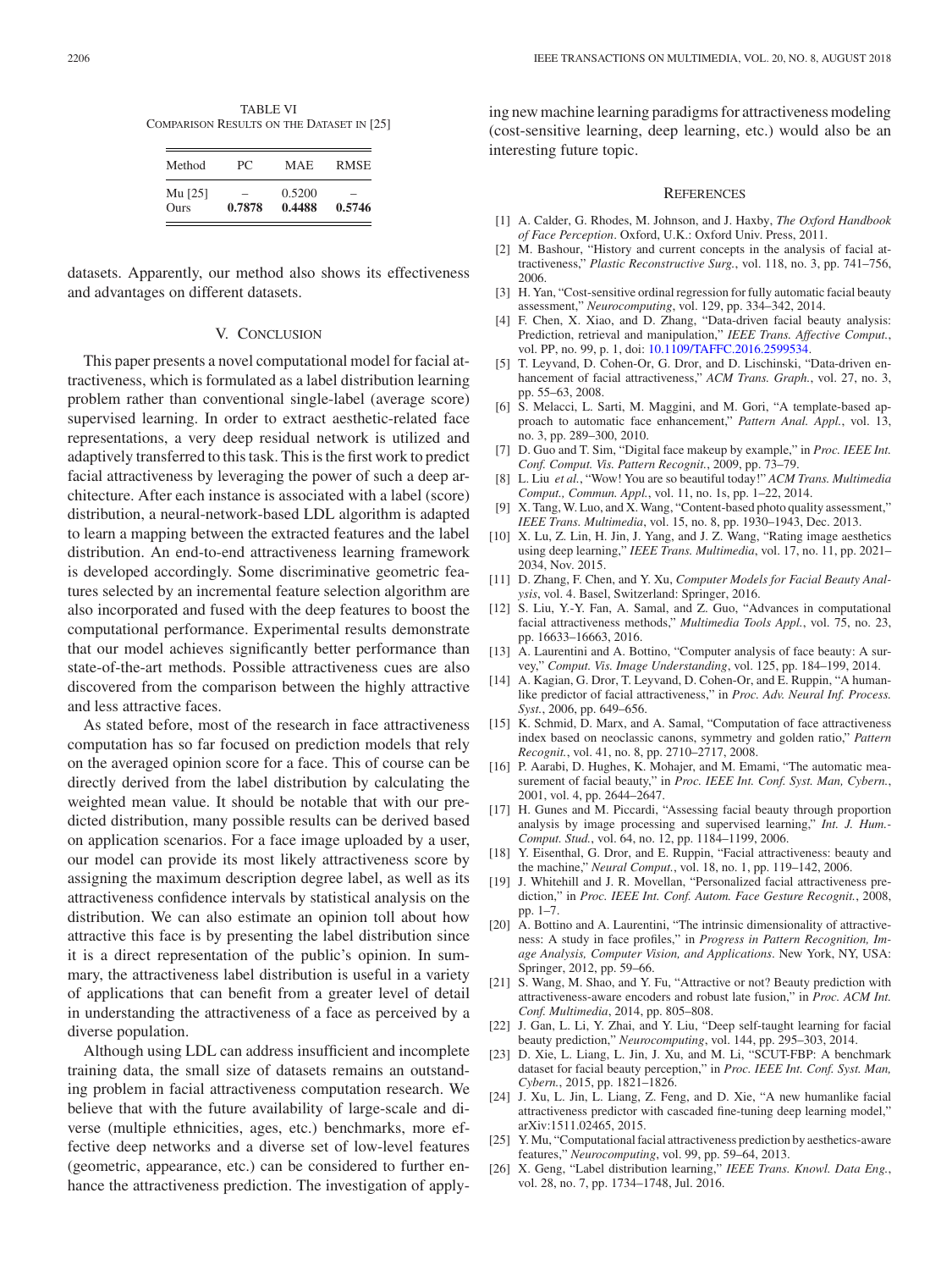TABLE VI
COMPARISON RESULTS ON THE DATASET IN [25]

| Method | PC | MAE | RMSE |
|---|---|---|---|
| Mu [25] | – | 0.5200 | – |
| Ours | **0.7878** | **0.4488** | **0.5746** |

datasets. Apparently, our method also shows its effectiveness and advantages on different datasets.

## V. CONCLUSION

This paper presents a novel computational model for facial attractiveness, which is formulated as a label distribution learning problem rather than conventional single-label (average score) supervised learning. In order to extract aesthetic-related face representations, a very deep residual network is utilized and adaptively transferred to this task. This is the first work to predict facial attractiveness by leveraging the power of such a deep architecture. After each instance is associated with a label (score) distribution, a neural-network-based LDL algorithm is adapted to learn a mapping between the extracted features and the label distribution. An end-to-end attractiveness learning framework is developed accordingly. Some discriminative geometric features selected by an incremental feature selection algorithm are also incorporated and fused with the deep features to boost the computational performance. Experimental results demonstrate that our model achieves significantly better performance than state-of-the-art methods. Possible attractiveness cues are also discovered from the comparison between the highly attractive and less attractive faces.

As stated before, most of the research in face attractiveness computation has so far focused on prediction models that rely on the averaged opinion score for a face. This of course can be directly derived from the label distribution by calculating the weighted mean value. It should be notable that with our predicted distribution, many possible results can be derived based on application scenarios. For a face image uploaded by a user, our model can provide its most likely attractiveness score by assigning the maximum description degree label, as well as its attractiveness confidence intervals by statistical analysis on the distribution. We can also estimate an opinion toll about how attractive this face is by presenting the label distribution since it is a direct representation of the public's opinion. In summary, the attractiveness label distribution is useful in a variety of applications that can benefit from a greater level of detail in understanding the attractiveness of a face as perceived by a diverse population.

Although using LDL can address insufficient and incomplete training data, the small size of datasets remains an outstanding problem in facial attractiveness computation research. We believe that with the future availability of large-scale and diverse (multiple ethnicities, ages, etc.) benchmarks, more effective deep networks and a diverse set of low-level features (geometric, appearance, etc.) can be considered to further enhance the attractiveness prediction. The investigation of applying new machine learning paradigms for attractiveness modeling (cost-sensitive learning, deep learning, etc.) would also be an interesting future topic.

## REFERENCES

[1] A. Calder, G. Rhodes, M. Johnson, and J. Haxby, *The Oxford Handbook of Face Perception*. Oxford, U.K.: Oxford Univ. Press, 2011.

[2] M. Bashour, "History and current concepts in the analysis of facial attractiveness," *Plastic Reconstructive Surg.*, vol. 118, no. 3, pp. 741–756, 2006.

[3] H. Yan, "Cost-sensitive ordinal regression for fully automatic facial beauty assessment," *Neurocomputing*, vol. 129, pp. 334–342, 2014.

[4] F. Chen, X. Xiao, and D. Zhang, "Data-driven facial beauty analysis: Prediction, retrieval and manipulation," *IEEE Trans. Affective Comput.*, vol. PP, no. 99, p. 1, doi: 10.1109/TAFFC.2016.2599534.

[5] T. Leyvand, D. Cohen-Or, G. Dror, and D. Lischinski, "Data-driven enhancement of facial attractiveness," *ACM Trans. Graph.*, vol. 27, no. 3, pp. 55–63, 2008.

[6] S. Melacci, L. Sarti, M. Maggini, and M. Gori, "A template-based approach to automatic face enhancement," *Pattern Anal. Appl.*, vol. 13, no. 3, pp. 289–300, 2010.

[7] D. Guo and T. Sim, "Digital face makeup by example," in *Proc. IEEE Int. Conf. Comput. Vis. Pattern Recognit.*, 2009, pp. 73–79.

[8] L. Liu *et al.*, "Wow! You are so beautiful today!" *ACM Trans. Multimedia Comput., Commun. Appl.*, vol. 11, no. 1s, pp. 1–22, 2014.

[9] X. Tang, W. Luo, and X. Wang, "Content-based photo quality assessment," *IEEE Trans. Multimedia*, vol. 15, no. 8, pp. 1930–1943, Dec. 2013.

[10] X. Lu, Z. Lin, H. Jin, J. Yang, and J. Z. Wang, "Rating image aesthetics using deep learning," *IEEE Trans. Multimedia*, vol. 17, no. 11, pp. 2021–2034, Nov. 2015.

[11] D. Zhang, F. Chen, and Y. Xu, *Computer Models for Facial Beauty Analysis*, vol. 4. Basel, Switzerland: Springer, 2016.

[12] S. Liu, Y.-Y. Fan, A. Samal, and Z. Guo, "Advances in computational facial attractiveness methods," *Multimedia Tools Appl.*, vol. 75, no. 23, pp. 16633–16663, 2016.

[13] A. Laurentini and A. Bottino, "Computer analysis of face beauty: A survey," *Comput. Vis. Image Understanding*, vol. 125, pp. 184–199, 2014.

[14] A. Kagian, G. Dror, T. Leyvand, D. Cohen-Or, and E. Ruppin, "A humanlike predictor of facial attractiveness," in *Proc. Adv. Neural Inf. Process. Syst.*, 2006, pp. 649–656.

[15] K. Schmid, D. Marx, and A. Samal, "Computation of face attractiveness index based on neoclassic canons, symmetry and golden ratio," *Pattern Recognit.*, vol. 41, no. 8, pp. 2710–2717, 2008.

[16] P. Aarabi, D. Hughes, K. Mohajer, and M. Emami, "The automatic measurement of facial beauty," in *Proc. IEEE Int. Conf. Syst. Man, Cybern.*, 2001, vol. 4, pp. 2644–2647.

[17] H. Gunes and M. Piccardi, "Assessing facial beauty through proportion analysis by image processing and supervised learning," *Int. J. Hum.-Comput. Stud.*, vol. 64, no. 12, pp. 1184–1199, 2006.

[18] Y. Eisenthal, G. Dror, and E. Ruppin, "Facial attractiveness: beauty and the machine," *Neural Comput.*, vol. 18, no. 1, pp. 119–142, 2006.

[19] J. Whitehill and J. R. Movellan, "Personalized facial attractiveness prediction," in *Proc. IEEE Int. Conf. Autom. Face Gesture Recognit.*, 2008, pp. 1–7.

[20] A. Bottino and A. Laurentini, "The intrinsic dimensionality of attractiveness: A study in face profiles," in *Progress in Pattern Recognition, Image Analysis, Computer Vision, and Applications*. New York, NY, USA: Springer, 2012, pp. 59–66.

[21] S. Wang, M. Shao, and Y. Fu, "Attractive or not? Beauty prediction with attractiveness-aware encoders and robust late fusion," in *Proc. ACM Int. Conf. Multimedia*, 2014, pp. 805–808.

[22] J. Gan, L. Li, Y. Zhai, and Y. Liu, "Deep self-taught learning for facial beauty prediction," *Neurocomputing*, vol. 144, pp. 295–303, 2014.

[23] D. Xie, L. Liang, L. Jin, J. Xu, and M. Li, "SCUT-FBP: A benchmark dataset for facial beauty perception," in *Proc. IEEE Int. Conf. Syst. Man, Cybern.*, 2015, pp. 1821–1826.

[24] J. Xu, L. Jin, L. Liang, Z. Feng, and D. Xie, "A new humanlike facial attractiveness predictor with cascaded fine-tuning deep learning model," arXiv:1511.02465, 2015.

[25] Y. Mu, "Computational facial attractiveness prediction by aesthetics-aware features," *Neurocomputing*, vol. 99, pp. 59–64, 2013.

[26] X. Geng, "Label distribution learning," *IEEE Trans. Knowl. Data Eng.*, vol. 28, no. 7, pp. 1734–1748, Jul. 2016.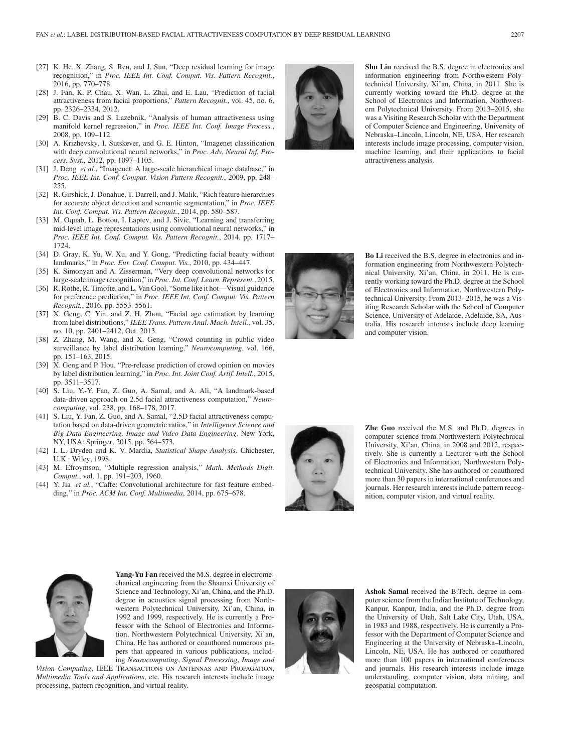[27] K. He, X. Zhang, S. Ren, and J. Sun, "Deep residual learning for image recognition," in *Proc. IEEE Int. Conf. Comput. Vis. Pattern Recognit.*, 2016, pp. 770–778.

[28] J. Fan, K. P. Chau, X. Wan, L. Zhai, and E. Lau, "Prediction of facial attractiveness from facial proportions," *Pattern Recognit.*, vol. 45, no. 6, pp. 2326–2334, 2012.

[29] B. C. Davis and S. Lazebnik, "Analysis of human attractiveness using manifold kernel regression," in *Proc. IEEE Int. Conf. Image Process.*, 2008, pp. 109–112.

[30] A. Krizhevsky, I. Sutskever, and G. E. Hinton, "Imagenet classification with deep convolutional neural networks," in *Proc. Adv. Neural Inf. Process. Syst.*, 2012, pp. 1097–1105.

[31] J. Deng *et al.*, "Imagenet: A large-scale hierarchical image database," in *Proc. IEEE Int. Conf. Comput. Vision Pattern Recognit.*, 2009, pp. 248–255.

[32] R. Girshick, J. Donahue, T. Darrell, and J. Malik, "Rich feature hierarchies for accurate object detection and semantic segmentation," in *Proc. IEEE Int. Conf. Comput. Vis. Pattern Recognit.*, 2014, pp. 580–587.

[33] M. Oquab, L. Bottou, I. Laptev, and J. Sivic, "Learning and transferring mid-level image representations using convolutional neural networks," in *Proc. IEEE Int. Conf. Comput. Vis. Pattern Recognit.*, 2014, pp. 1717–1724.

[34] D. Gray, K. Yu, W. Xu, and Y. Gong, "Predicting facial beauty without landmarks," in *Proc. Eur. Conf. Comput. Vis.*, 2010, pp. 434–447.

[35] K. Simonyan and A. Zisserman, "Very deep convolutional networks for large-scale image recognition," in *Proc. Int. Conf. Learn. Represent.*, 2015.

[36] R. Rothe, R. Timofte, and L. Van Gool, "Some like it hot—Visual guidance for preference prediction," in *Proc. IEEE Int. Conf. Comput. Vis. Pattern Recognit.*, 2016, pp. 5553–5561.

[37] X. Geng, C. Yin, and Z. H. Zhou, "Facial age estimation by learning from label distributions," *IEEE Trans. Pattern Anal. Mach. Intell.*, vol. 35, no. 10, pp. 2401–2412, Oct. 2013.

[38] Z. Zhang, M. Wang, and X. Geng, "Crowd counting in public video surveillance by label distribution learning," *Neurocomputing*, vol. 166, pp. 151–163, 2015.

[39] X. Geng and P. Hou, "Pre-release prediction of crowd opinion on movies by label distribution learning," in *Proc. Int. Joint Conf. Artif. Intell.*, 2015, pp. 3511–3517.

[40] S. Liu, Y.-Y. Fan, Z. Guo, A. Samal, and A. Ali, "A landmark-based data-driven approach on 2.5d facial attractiveness computation," *Neurocomputing*, vol. 238, pp. 168–178, 2017.

[41] S. Liu, Y. Fan, Z. Guo, and A. Samal, "2.5D facial attractiveness computation based on data-driven geometric ratios," in *Intelligence Science and Big Data Engineering. Image and Video Data Engineering*. New York, NY, USA: Springer, 2015, pp. 564–573.

[42] I. L. Dryden and K. V. Mardia, *Statistical Shape Analysis*. Chichester, U.K.: Wiley, 1998.

[43] M. Efroymson, "Multiple regression analysis," *Math. Methods Digit. Comput.*, vol. 1, pp. 191–203, 1960.

[44] Y. Jia *et al.*, "Caffe: Convolutional architecture for fast feature embedding," in *Proc. ACM Int. Conf. Multimedia*, 2014, pp. 675–678.

**Shu Liu** received the B.S. degree in electronics and information engineering from Northwestern Polytechnical University, Xi'an, China, in 2011. She is currently working toward the Ph.D. degree at the School of Electronics and Information, Northwestern Polytechnical University. From 2013–2015, she was a Visiting Research Scholar with the Department of Computer Science and Engineering, University of Nebraska–Lincoln, Lincoln, NE, USA. Her research interests include image processing, computer vision, machine learning, and their applications to facial attractiveness analysis.

**Bo Li** received the B.S. degree in electronics and information engineering from Northwestern Polytechnical University, Xi'an, China, in 2011. He is currently working toward the Ph.D. degree at the School of Electronics and Information, Northwestern Polytechnical University. From 2013–2015, he was a Visiting Research Scholar with the School of Computer Science, University of Adelaide, Adelaide, SA, Australia. His research interests include deep learning and computer vision.

**Zhe Guo** received the M.S. and Ph.D. degrees in computer science from Northwestern Polytechnical University, Xi'an, China, in 2008 and 2012, respectively. She is currently a Lecturer with the School of Electronics and Information, Northwestern Polytechnical University. She has authored or coauthored more than 30 papers in international conferences and journals. Her research interests include pattern recognition, computer vision, and virtual reality.

**Yang-Yu Fan** received the M.S. degree in electromechanical engineering from the Shaanxi University of Science and Technology, Xi'an, China, and the Ph.D. degree in acoustics signal processing from Northwestern Polytechnical University, Xi'an, China, in 1992 and 1999, respectively. He is currently a Professor with the School of Electronics and Information, Northwestern Polytechnical University, Xi'an, China. He has authored or coauthored numerous papers that appeared in various publications, including *Neurocomputing*, *Signal Processing*, *Image and Vision Computing*, IEEE TRANSACTIONS ON ANTENNAS AND PROPAGATION, *Multimedia Tools and Applications*, etc. His research interests include image processing, pattern recognition, and virtual reality.

**Ashok Samal** received the B.Tech. degree in computer science from the Indian Institute of Technology, Kanpur, Kanpur, India, and the Ph.D. degree from the University of Utah, Salt Lake City, Utah, USA, in 1983 and 1988, respectively. He is currently a Professor with the Department of Computer Science and Engineering at the University of Nebraska–Lincoln, Lincoln, NE, USA. He has authored or coauthored more than 100 papers in international conferences and journals. His research interests include image understanding, computer vision, data mining, and geospatial computation.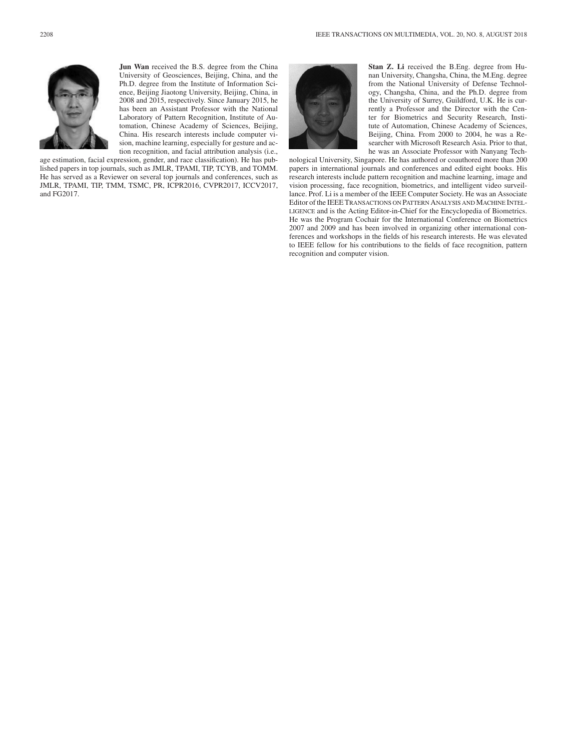**Jun Wan** received the B.S. degree from the China University of Geosciences, Beijing, China, and the Ph.D. degree from the Institute of Information Science, Beijing Jiaotong University, Beijing, China, in 2008 and 2015, respectively. Since January 2015, he has been an Assistant Professor with the National Laboratory of Pattern Recognition, Institute of Automation, Chinese Academy of Sciences, Beijing, China. His research interests include computer vision, machine learning, especially for gesture and action recognition, and facial attribution analysis (i.e., age estimation, facial expression, gender, and race classification). He has published papers in top journals, such as JMLR, TPAMI, TIP, TCYB, and TOMM. He has served as a Reviewer on several top journals and conferences, such as JMLR, TPAMI, TIP, TMM, TSMC, PR, ICPR2016, CVPR2017, ICCV2017, and FG2017.

**Stan Z. Li** received the B.Eng. degree from Hunan University, Changsha, China, the M.Eng. degree from the National University of Defense Technology, Changsha, China, and the Ph.D. degree from the University of Surrey, Guildford, U.K. He is currently a Professor and the Director with the Center for Biometrics and Security Research, Institute of Automation, Chinese Academy of Sciences, Beijing, China. From 2000 to 2004, he was a Researcher with Microsoft Research Asia. Prior to that, he was an Associate Professor with Nanyang Technological University, Singapore. He has authored or coauthored more than 200 papers in international journals and conferences and edited eight books. His research interests include pattern recognition and machine learning, image and vision processing, face recognition, biometrics, and intelligent video surveillance. Prof. Li is a member of the IEEE Computer Society. He was an Associate Editor of the IEEE TRANSACTIONS ON PATTERN ANALYSIS AND MACHINE INTELLIGENCE and is the Acting Editor-in-Chief for the Encyclopedia of Biometrics. He was the Program Cochair for the International Conference on Biometrics 2007 and 2009 and has been involved in organizing other international conferences and workshops in the fields of his research interests. He was elevated to IEEE fellow for his contributions to the fields of face recognition, pattern recognition and computer vision.